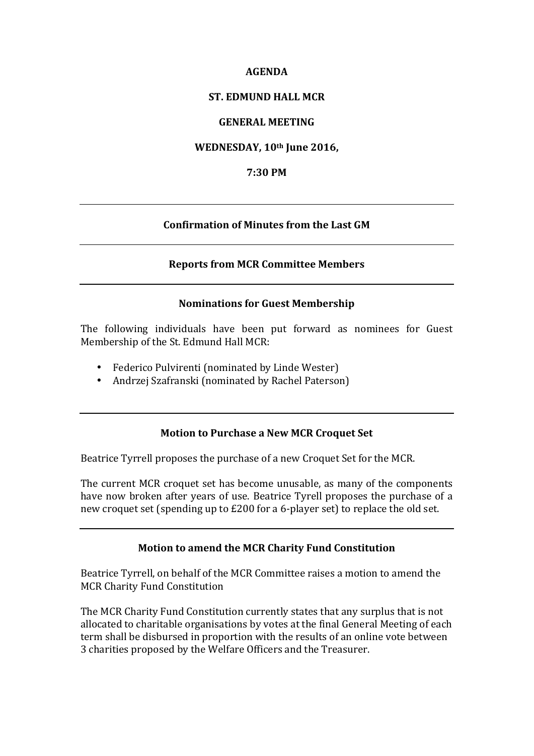**AGENDA**

**ST. EDMUND HALL MCR**

**GENERAL MEETING**

**WEDNESDAY, 10th June 2016,**

**7:30 PM**

---

### Confirmation of Minutes from the Last GM

---

### Reports from MCR Committee Members

---

### Nominations for Guest Membership

The following individuals have been put forward as nominees for Guest Membership of the St. Edmund Hall MCR:

- Federico Pulvirenti (nominated by Linde Wester)
- Andrzej Szafranski (nominated by Rachel Paterson)

---

### Motion to Purchase a New MCR Croquet Set

Beatrice Tyrrell proposes the purchase of a new Croquet Set for the MCR.

The current MCR croquet set has become unusable, as many of the components have now broken after years of use. Beatrice Tyrell proposes the purchase of a new croquet set (spending up to £200 for a 6-player set) to replace the old set.

---

### Motion to amend the MCR Charity Fund Constitution

Beatrice Tyrrell, on behalf of the MCR Committee raises a motion to amend the MCR Charity Fund Constitution

The MCR Charity Fund Constitution currently states that any surplus that is not allocated to charitable organisations by votes at the final General Meeting of each term shall be disbursed in proportion with the results of an online vote between 3 charities proposed by the Welfare Officers and the Treasurer.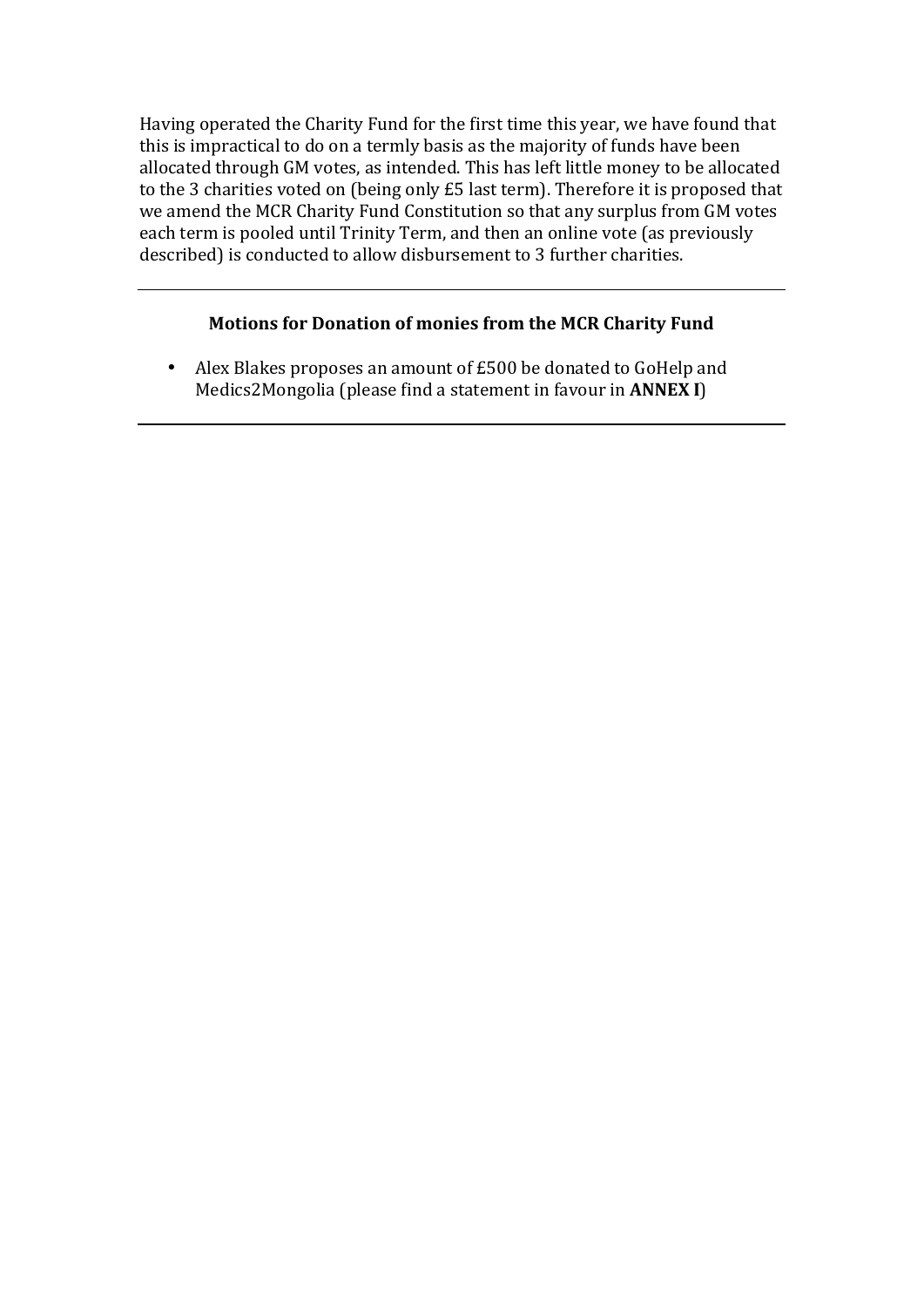Having operated the Charity Fund for the first time this year, we have found that this is impractical to do on a termly basis as the majority of funds have been allocated through GM votes, as intended. This has left little money to be allocated to the 3 charities voted on (being only £5 last term). Therefore it is proposed that we amend the MCR Charity Fund Constitution so that any surplus from GM votes each term is pooled until Trinity Term, and then an online vote (as previously described) is conducted to allow disbursement to 3 further charities.

---

### Motions for Donation of monies from the MCR Charity Fund

- Alex Blakes proposes an amount of £500 be donated to GoHelp and Medics2Mongolia (please find a statement in favour in **ANNEX I**)

---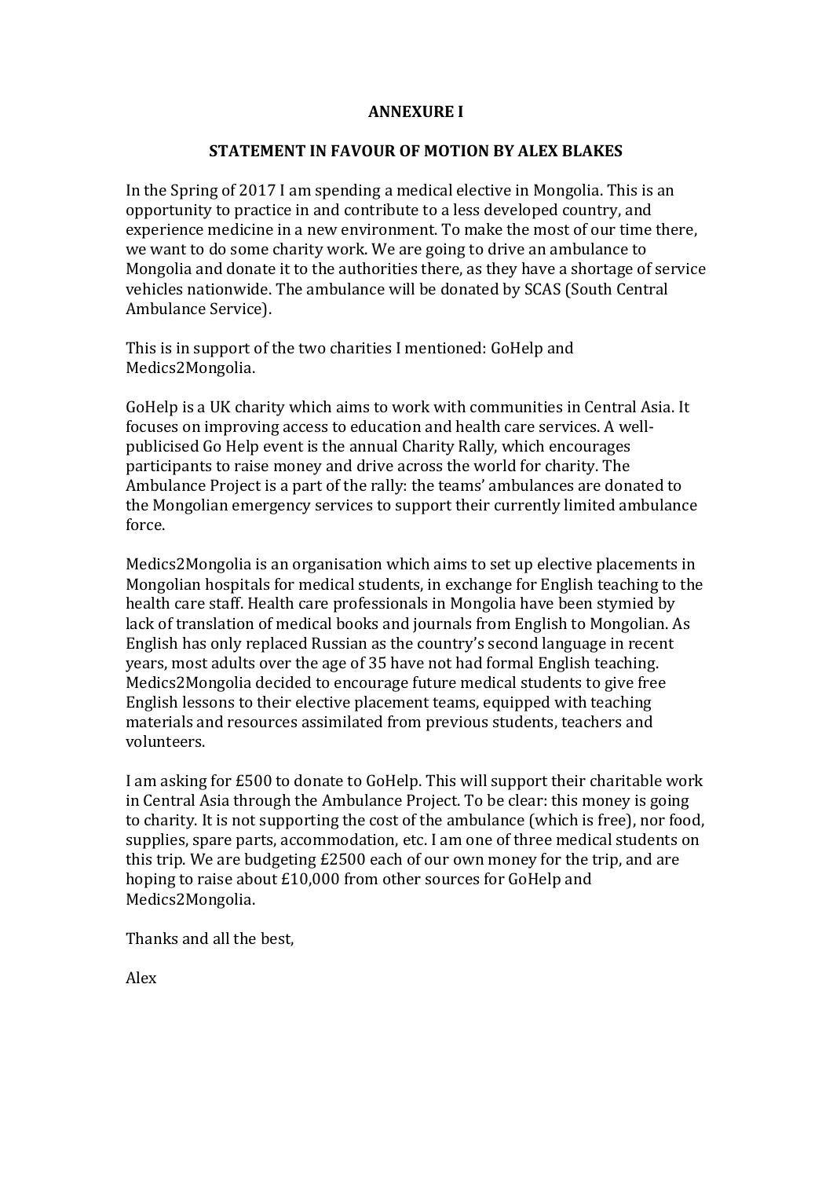## ANNEXURE I

## STATEMENT IN FAVOUR OF MOTION BY ALEX BLAKES

In the Spring of 2017 I am spending a medical elective in Mongolia. This is an opportunity to practice in and contribute to a less developed country, and experience medicine in a new environment. To make the most of our time there, we want to do some charity work. We are going to drive an ambulance to Mongolia and donate it to the authorities there, as they have a shortage of service vehicles nationwide. The ambulance will be donated by SCAS (South Central Ambulance Service).

This is in support of the two charities I mentioned: GoHelp and Medics2Mongolia.

GoHelp is a UK charity which aims to work with communities in Central Asia. It focuses on improving access to education and health care services. A well-publicised Go Help event is the annual Charity Rally, which encourages participants to raise money and drive across the world for charity. The Ambulance Project is a part of the rally: the teams' ambulances are donated to the Mongolian emergency services to support their currently limited ambulance force.

Medics2Mongolia is an organisation which aims to set up elective placements in Mongolian hospitals for medical students, in exchange for English teaching to the health care staff. Health care professionals in Mongolia have been stymied by lack of translation of medical books and journals from English to Mongolian. As English has only replaced Russian as the country's second language in recent years, most adults over the age of 35 have not had formal English teaching. Medics2Mongolia decided to encourage future medical students to give free English lessons to their elective placement teams, equipped with teaching materials and resources assimilated from previous students, teachers and volunteers.

I am asking for £500 to donate to GoHelp. This will support their charitable work in Central Asia through the Ambulance Project. To be clear: this money is going to charity. It is not supporting the cost of the ambulance (which is free), nor food, supplies, spare parts, accommodation, etc. I am one of three medical students on this trip. We are budgeting £2500 each of our own money for the trip, and are hoping to raise about £10,000 from other sources for GoHelp and Medics2Mongolia.

Thanks and all the best,

Alex